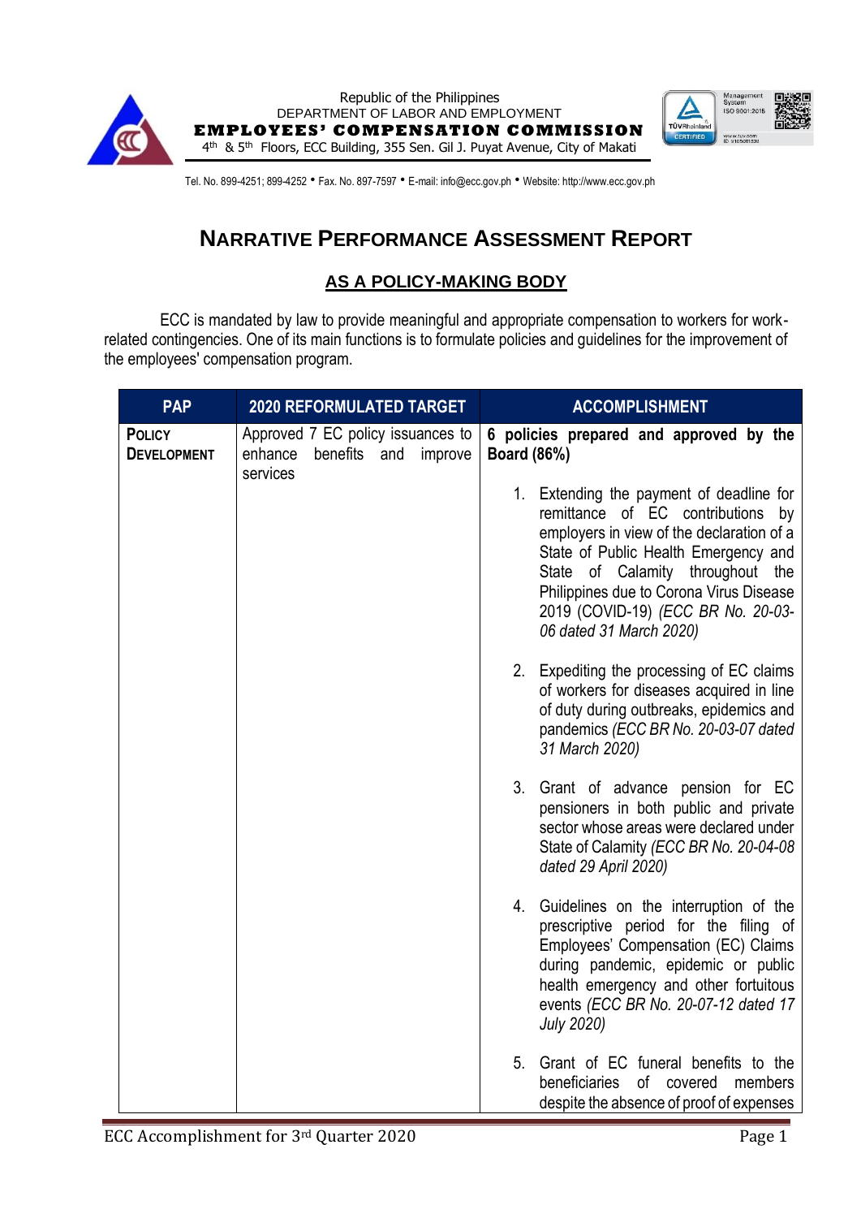Republic of the Philippines
DEPARTMENT OF LABOR AND EMPLOYMENT
**EMPLOYEES' COMPENSATION COMMISSION**
4th & 5th Floors, ECC Building, 355 Sen. Gil J. Puyat Avenue, City of Makati

Tel. No. 899-4251; 899-4252 • Fax. No. 897-7597 • E-mail: info@ecc.gov.ph • Website: http://www.ecc.gov.ph

# NARRATIVE PERFORMANCE ASSESSMENT REPORT

## AS A POLICY-MAKING BODY

ECC is mandated by law to provide meaningful and appropriate compensation to workers for work-related contingencies. One of its main functions is to formulate policies and guidelines for the improvement of the employees' compensation program.

| PAP | 2020 REFORMULATED TARGET | ACCOMPLISHMENT |
|---|---|---|
| **POLICY DEVELOPMENT** | Approved 7 EC policy issuances to enhance benefits and improve services | **6 policies prepared and approved by the Board (86%)**<br><br>1. Extending the payment of deadline for remittance of EC contributions by employers in view of the declaration of a State of Public Health Emergency and State of Calamity throughout the Philippines due to Corona Virus Disease 2019 (COVID-19) *(ECC BR No. 20-03-06 dated 31 March 2020)*<br><br>2. Expediting the processing of EC claims of workers for diseases acquired in line of duty during outbreaks, epidemics and pandemics *(ECC BR No. 20-03-07 dated 31 March 2020)*<br><br>3. Grant of advance pension for EC pensioners in both public and private sector whose areas were declared under State of Calamity *(ECC BR No. 20-04-08 dated 29 April 2020)*<br><br>4. Guidelines on the interruption of the prescriptive period for the filing of Employees' Compensation (EC) Claims during pandemic, epidemic or public health emergency and other fortuitous events *(ECC BR No. 20-07-12 dated 17 July 2020)*<br><br>5. Grant of EC funeral benefits to the beneficiaries of covered members despite the absence of proof of expenses |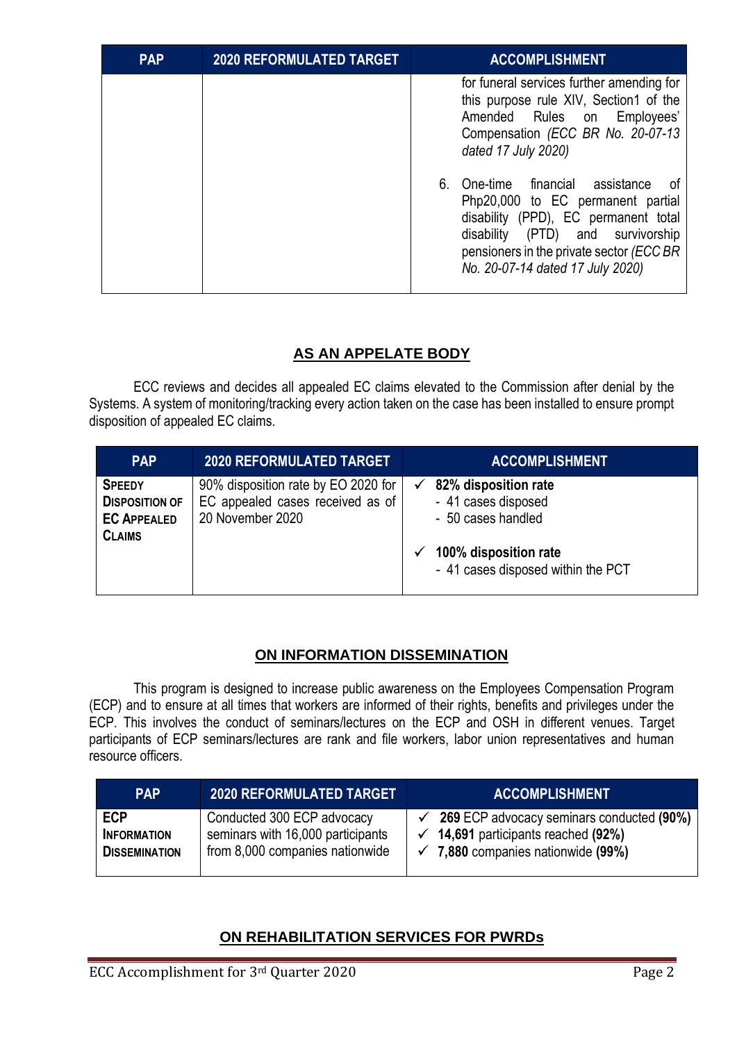| PAP | 2020 REFORMULATED TARGET | ACCOMPLISHMENT |
|---|---|---|
| | | for funeral services further amending for this purpose rule XIV, Section1 of the Amended Rules on Employees' Compensation *(ECC BR No. 20-07-13 dated 17 July 2020)*<br><br>6. One-time financial assistance of Php20,000 to EC permanent partial disability (PPD), EC permanent total disability (PTD) and survivorship pensioners in the private sector *(ECC BR No. 20-07-14 dated 17 July 2020)* |

## AS AN APPELATE BODY

ECC reviews and decides all appealed EC claims elevated to the Commission after denial by the Systems. A system of monitoring/tracking every action taken on the case has been installed to ensure prompt disposition of appealed EC claims.

| PAP | 2020 REFORMULATED TARGET | ACCOMPLISHMENT |
|---|---|---|
| **SPEEDY DISPOSITION OF EC APPEALED CLAIMS** | 90% disposition rate by EO 2020 for EC appealed cases received as of 20 November 2020 | ✓ **82% disposition rate**<br>- 41 cases disposed<br>- 50 cases handled<br><br>✓ **100% disposition rate**<br>- 41 cases disposed within the PCT |

## ON INFORMATION DISSEMINATION

This program is designed to increase public awareness on the Employees Compensation Program (ECP) and to ensure at all times that workers are informed of their rights, benefits and privileges under the ECP. This involves the conduct of seminars/lectures on the ECP and OSH in different venues. Target participants of ECP seminars/lectures are rank and file workers, labor union representatives and human resource officers.

| PAP | 2020 REFORMULATED TARGET | ACCOMPLISHMENT |
|---|---|---|
| **ECP INFORMATION DISSEMINATION** | Conducted 300 ECP advocacy seminars with 16,000 participants from 8,000 companies nationwide | ✓ **269** ECP advocacy seminars conducted **(90%)**<br>✓ **14,691** participants reached **(92%)**<br>✓ **7,880** companies nationwide **(99%)** |

## ON REHABILITATION SERVICES FOR PWRDs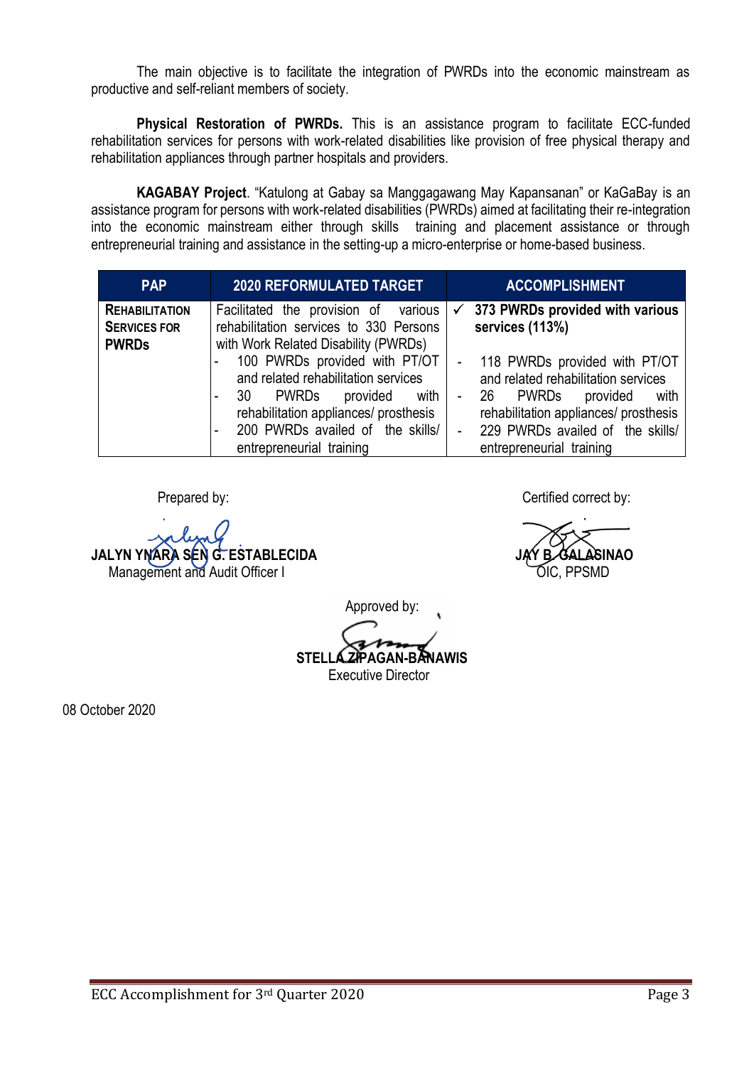The main objective is to facilitate the integration of PWRDs into the economic mainstream as productive and self-reliant members of society.

**Physical Restoration of PWRDs.** This is an assistance program to facilitate ECC-funded rehabilitation services for persons with work-related disabilities like provision of free physical therapy and rehabilitation appliances through partner hospitals and providers.

**KAGABAY Project**. "Katulong at Gabay sa Manggagawang May Kapansanan" or KaGaBay is an assistance program for persons with work-related disabilities (PWRDs) aimed at facilitating their re-integration into the economic mainstream either through skills training and placement assistance or through entrepreneurial training and assistance in the setting-up a micro-enterprise or home-based business.

| PAP | 2020 REFORMULATED TARGET | ACCOMPLISHMENT |
|---|---|---|
| **REHABILITATION SERVICES FOR PWRDs** | Facilitated the provision of various rehabilitation services to 330 Persons with Work Related Disability (PWRDs)<br>- 100 PWRDs provided with PT/OT and related rehabilitation services<br>- 30 PWRDs provided with rehabilitation appliances/ prosthesis<br>- 200 PWRDs availed of the skills/ entrepreneurial training | ✓ **373 PWRDs provided with various services (113%)**<br>- 118 PWRDs provided with PT/OT and related rehabilitation services<br>- 26 PWRDs provided with rehabilitation appliances/ prosthesis<br>- 229 PWRDs availed of the skills/ entrepreneurial training |

Prepared by:

**JALYN YNARA SEN G. ESTABLECIDA**
Management and Audit Officer I

Certified correct by:

**JAY B. GALASINAO**
OIC, PPSMD

Approved by:

**STELLA ZIPAGAN-BANAWIS**
Executive Director

08 October 2020